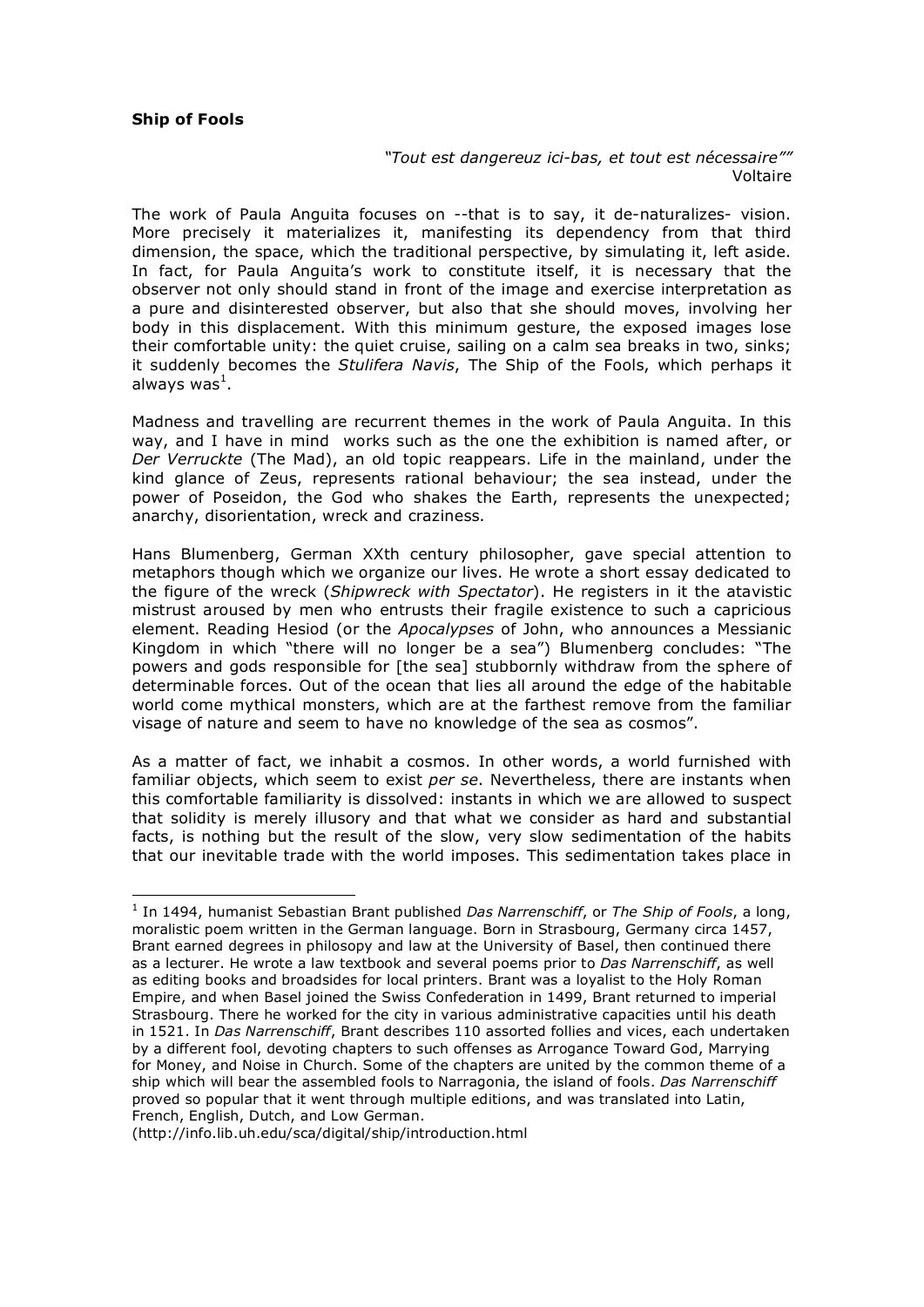**Ship of Fools**

*"Tout est dangereuz ici-bas, et tout est nécessaire""*
Voltaire

The work of Paula Anguita focuses on --that is to say, it de-naturalizes- vision. More precisely it materializes it, manifesting its dependency from that third dimension, the space, which the traditional perspective, by simulating it, left aside. In fact, for Paula Anguita's work to constitute itself, it is necessary that the observer not only should stand in front of the image and exercise interpretation as a pure and disinterested observer, but also that she should moves, involving her body in this displacement. With this minimum gesture, the exposed images lose their comfortable unity: the quiet cruise, sailing on a calm sea breaks in two, sinks; it suddenly becomes the *Stulifera Navis*, The Ship of the Fools, which perhaps it always was[1].

Madness and travelling are recurrent themes in the work of Paula Anguita. In this way, and I have in mind works such as the one the exhibition is named after, or *Der Verruckte* (The Mad), an old topic reappears. Life in the mainland, under the kind glance of Zeus, represents rational behaviour; the sea instead, under the power of Poseidon, the God who shakes the Earth, represents the unexpected; anarchy, disorientation, wreck and craziness.

Hans Blumenberg, German XXth century philosopher, gave special attention to metaphors though which we organize our lives. He wrote a short essay dedicated to the figure of the wreck (*Shipwreck with Spectator*). He registers in it the atavistic mistrust aroused by men who entrusts their fragile existence to such a capricious element. Reading Hesiod (or the *Apocalypses* of John, who announces a Messianic Kingdom in which "there will no longer be a sea") Blumenberg concludes: "The powers and gods responsible for [the sea] stubbornly withdraw from the sphere of determinable forces. Out of the ocean that lies all around the edge of the habitable world come mythical monsters, which are at the farthest remove from the familiar visage of nature and seem to have no knowledge of the sea as cosmos".

As a matter of fact, we inhabit a cosmos. In other words, a world furnished with familiar objects, which seem to exist *per se*. Nevertheless, there are instants when this comfortable familiarity is dissolved: instants in which we are allowed to suspect that solidity is merely illusory and that what we consider as hard and substantial facts, is nothing but the result of the slow, very slow sedimentation of the habits that our inevitable trade with the world imposes. This sedimentation takes place in

---

[1] In 1494, humanist Sebastian Brant published *Das Narrenschiff*, or *The Ship of Fools*, a long, moralistic poem written in the German language. Born in Strasbourg, Germany circa 1457, Brant earned degrees in philosopy and law at the University of Basel, then continued there as a lecturer. He wrote a law textbook and several poems prior to *Das Narrenschiff*, as well as editing books and broadsides for local printers. Brant was a loyalist to the Holy Roman Empire, and when Basel joined the Swiss Confederation in 1499, Brant returned to imperial Strasbourg. There he worked for the city in various administrative capacities until his death in 1521. In *Das Narrenschiff*, Brant describes 110 assorted follies and vices, each undertaken by a different fool, devoting chapters to such offenses as Arrogance Toward God, Marrying for Money, and Noise in Church. Some of the chapters are united by the common theme of a ship which will bear the assembled fools to Narragonia, the island of fools. *Das Narrenschiff* proved so popular that it went through multiple editions, and was translated into Latin, French, English, Dutch, and Low German.
(http://info.lib.uh.edu/sca/digital/ship/introduction.html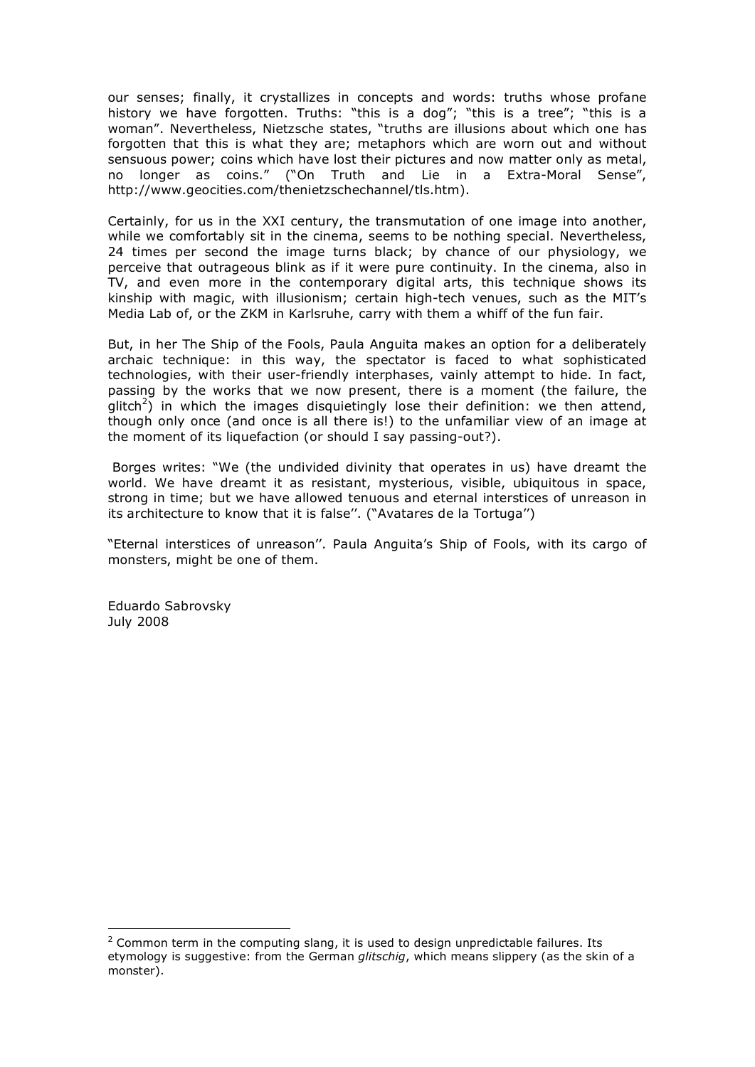our senses; finally, it crystallizes in concepts and words: truths whose profane history we have forgotten. Truths: "this is a dog"; "this is a tree"; "this is a woman". Nevertheless, Nietzsche states, "truths are illusions about which one has forgotten that this is what they are; metaphors which are worn out and without sensuous power; coins which have lost their pictures and now matter only as metal, no longer as coins." ("On Truth and Lie in a Extra-Moral Sense", http://www.geocities.com/thenietzschechannel/tls.htm).

Certainly, for us in the XXI century, the transmutation of one image into another, while we comfortably sit in the cinema, seems to be nothing special. Nevertheless, 24 times per second the image turns black; by chance of our physiology, we perceive that outrageous blink as if it were pure continuity. In the cinema, also in TV, and even more in the contemporary digital arts, this technique shows its kinship with magic, with illusionism; certain high-tech venues, such as the MIT's Media Lab of, or the ZKM in Karlsruhe, carry with them a whiff of the fun fair.

But, in her The Ship of the Fools, Paula Anguita makes an option for a deliberately archaic technique: in this way, the spectator is faced to what sophisticated technologies, with their user-friendly interphases, vainly attempt to hide. In fact, passing by the works that we now present, there is a moment (the failure, the glitch[2]) in which the images disquietingly lose their definition: we then attend, though only once (and once is all there is!) to the unfamiliar view of an image at the moment of its liquefaction (or should I say passing-out?).

Borges writes: "We (the undivided divinity that operates in us) have dreamt the world. We have dreamt it as resistant, mysterious, visible, ubiquitous in space, strong in time; but we have allowed tenuous and eternal interstices of unreason in its architecture to know that it is false''. ("Avatares de la Tortuga'')

"Eternal interstices of unreason''. Paula Anguita's Ship of Fools, with its cargo of monsters, might be one of them.

Eduardo Sabrovsky
July 2008

---

[2] Common term in the computing slang, it is used to design unpredictable failures. Its etymology is suggestive: from the German *glitschig*, which means slippery (as the skin of a monster).